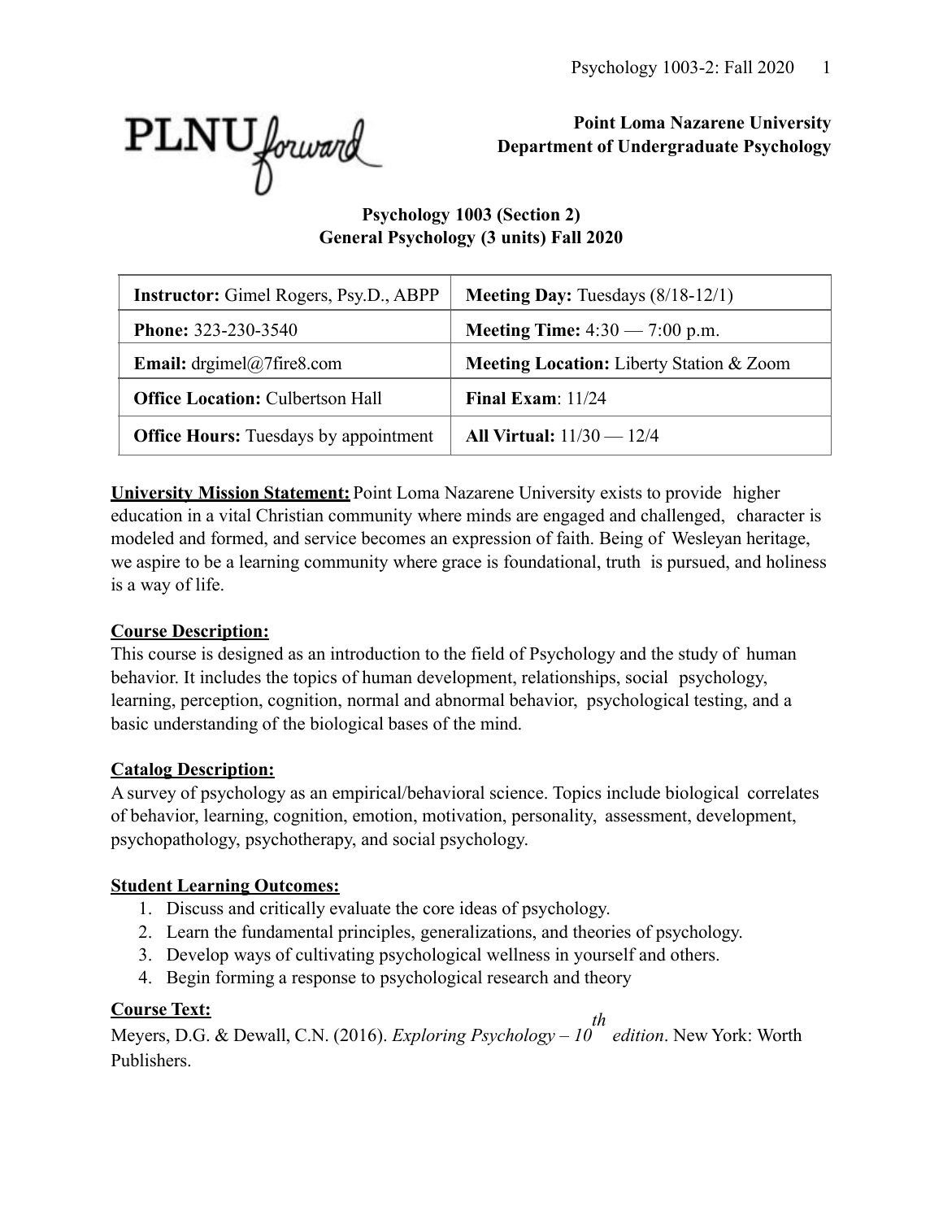**Point Loma Nazarene University**
**Department of Undergraduate Psychology**

## Psychology 1003 (Section 2)
## General Psychology (3 units) Fall 2020

| **Instructor:** Gimel Rogers, Psy.D., ABPP | **Meeting Day:** Tuesdays (8/18-12/1) |
|---|---|
| **Phone:** 323-230-3540 | **Meeting Time:** 4:30 — 7:00 p.m. |
| **Email:** drgimel@7fire8.com | **Meeting Location:** Liberty Station & Zoom |
| **Office Location:** Culbertson Hall | **Final Exam**: 11/24 |
| **Office Hours:** Tuesdays by appointment | **All Virtual:** 11/30 — 12/4 |

**University Mission Statement:** Point Loma Nazarene University exists to provide higher education in a vital Christian community where minds are engaged and challenged, character is modeled and formed, and service becomes an expression of faith. Being of Wesleyan heritage, we aspire to be a learning community where grace is foundational, truth is pursued, and holiness is a way of life.

**Course Description:**
This course is designed as an introduction to the field of Psychology and the study of human behavior. It includes the topics of human development, relationships, social psychology, learning, perception, cognition, normal and abnormal behavior, psychological testing, and a basic understanding of the biological bases of the mind.

**Catalog Description:**
A survey of psychology as an empirical/behavioral science. Topics include biological correlates of behavior, learning, cognition, emotion, motivation, personality, assessment, development, psychopathology, psychotherapy, and social psychology.

**Student Learning Outcomes:**

1. Discuss and critically evaluate the core ideas of psychology.
2. Learn the fundamental principles, generalizations, and theories of psychology.
3. Develop ways of cultivating psychological wellness in yourself and others.
4. Begin forming a response to psychological research and theory

**Course Text:**
Meyers, D.G. & Dewall, C.N. (2016). *Exploring Psychology – 10th edition*. New York: Worth Publishers.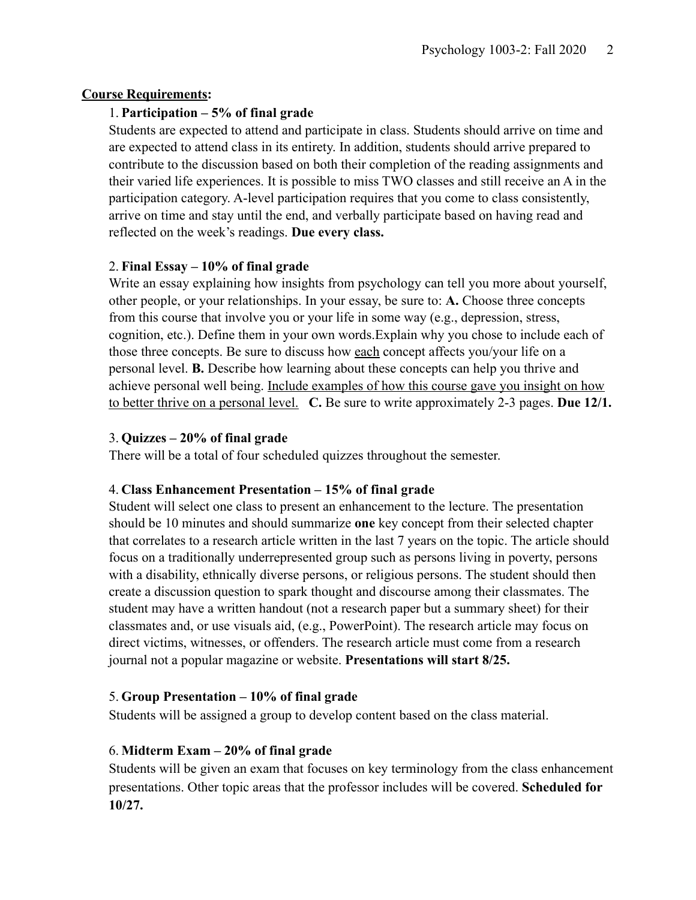**<u>Course Requirements</u>:**

1. **Participation – 5% of final grade**

Students are expected to attend and participate in class. Students should arrive on time and are expected to attend class in its entirety. In addition, students should arrive prepared to contribute to the discussion based on both their completion of the reading assignments and their varied life experiences. It is possible to miss TWO classes and still receive an A in the participation category. A-level participation requires that you come to class consistently, arrive on time and stay until the end, and verbally participate based on having read and reflected on the week's readings. **Due every class.**

2. **Final Essay – 10% of final grade**

Write an essay explaining how insights from psychology can tell you more about yourself, other people, or your relationships. In your essay, be sure to: **A.** Choose three concepts from this course that involve you or your life in some way (e.g., depression, stress, cognition, etc.). Define them in your own words.Explain why you chose to include each of those three concepts. Be sure to discuss how <u>each</u> concept affects you/your life on a personal level. **B.** Describe how learning about these concepts can help you thrive and achieve personal well being. <u>Include examples of how this course gave you insight on how to better thrive on a personal level.</u> **C.** Be sure to write approximately 2-3 pages. **Due 12/1.**

3. **Quizzes – 20% of final grade**

There will be a total of four scheduled quizzes throughout the semester.

4. **Class Enhancement Presentation – 15% of final grade**

Student will select one class to present an enhancement to the lecture. The presentation should be 10 minutes and should summarize **one** key concept from their selected chapter that correlates to a research article written in the last 7 years on the topic. The article should focus on a traditionally underrepresented group such as persons living in poverty, persons with a disability, ethnically diverse persons, or religious persons. The student should then create a discussion question to spark thought and discourse among their classmates. The student may have a written handout (not a research paper but a summary sheet) for their classmates and, or use visuals aid, (e.g., PowerPoint). The research article may focus on direct victims, witnesses, or offenders. The research article must come from a research journal not a popular magazine or website. **Presentations will start 8/25.**

5. **Group Presentation – 10% of final grade**

Students will be assigned a group to develop content based on the class material.

6. **Midterm Exam – 20% of final grade**

Students will be given an exam that focuses on key terminology from the class enhancement presentations. Other topic areas that the professor includes will be covered. **Scheduled for 10/27.**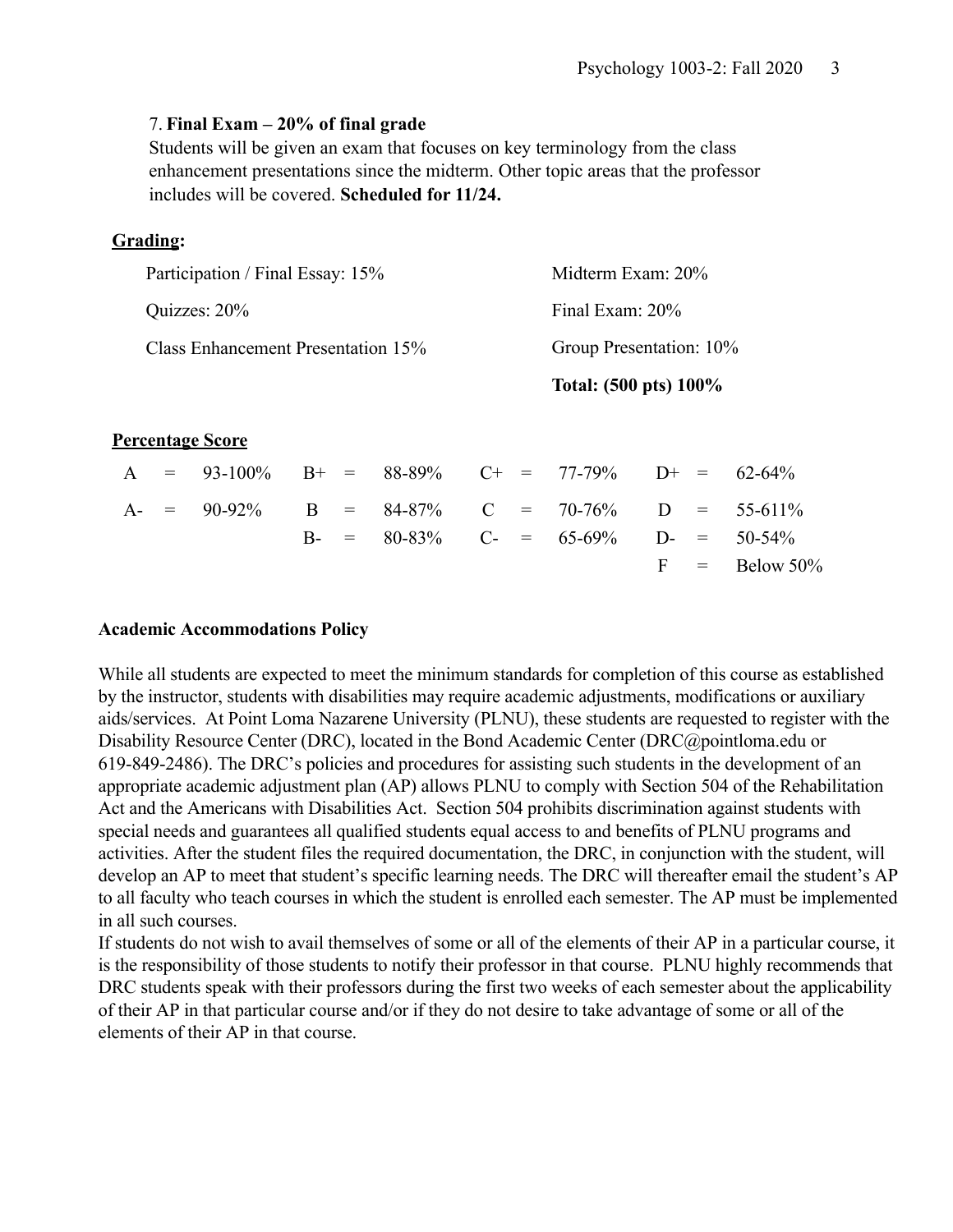7. **Final Exam – 20% of final grade**

Students will be given an exam that focuses on key terminology from the class enhancement presentations since the midterm. Other topic areas that the professor includes will be covered. **Scheduled for 11/24.**

**Grading:**

| | |
|---|---|
| Participation / Final Essay: 15% | Midterm Exam: 20% |
| Quizzes: 20% | Final Exam: 20% |
| Class Enhancement Presentation 15% | Group Presentation: 10% |
| | **Total: (500 pts) 100%** |

**Percentage Score**

| | | | | | | | |
|---|---|---|---|---|---|---|---|
| A = | 93-100% | B+ = | 88-89% | C+ = | 77-79% | D+ = | 62-64% |
| A- = | 90-92% | B = | 84-87% | C = | 70-76% | D = | 55-611% |
| | | B- = | 80-83% | C- = | 65-69% | D- = | 50-54% |
| | | | | | | F = | Below 50% |

**Academic Accommodations Policy**

While all students are expected to meet the minimum standards for completion of this course as established by the instructor, students with disabilities may require academic adjustments, modifications or auxiliary aids/services. At Point Loma Nazarene University (PLNU), these students are requested to register with the Disability Resource Center (DRC), located in the Bond Academic Center (DRC@pointloma.edu or 619-849-2486). The DRC's policies and procedures for assisting such students in the development of an appropriate academic adjustment plan (AP) allows PLNU to comply with Section 504 of the Rehabilitation Act and the Americans with Disabilities Act. Section 504 prohibits discrimination against students with special needs and guarantees all qualified students equal access to and benefits of PLNU programs and activities. After the student files the required documentation, the DRC, in conjunction with the student, will develop an AP to meet that student's specific learning needs. The DRC will thereafter email the student's AP to all faculty who teach courses in which the student is enrolled each semester. The AP must be implemented in all such courses.

If students do not wish to avail themselves of some or all of the elements of their AP in a particular course, it is the responsibility of those students to notify their professor in that course. PLNU highly recommends that DRC students speak with their professors during the first two weeks of each semester about the applicability of their AP in that particular course and/or if they do not desire to take advantage of some or all of the elements of their AP in that course.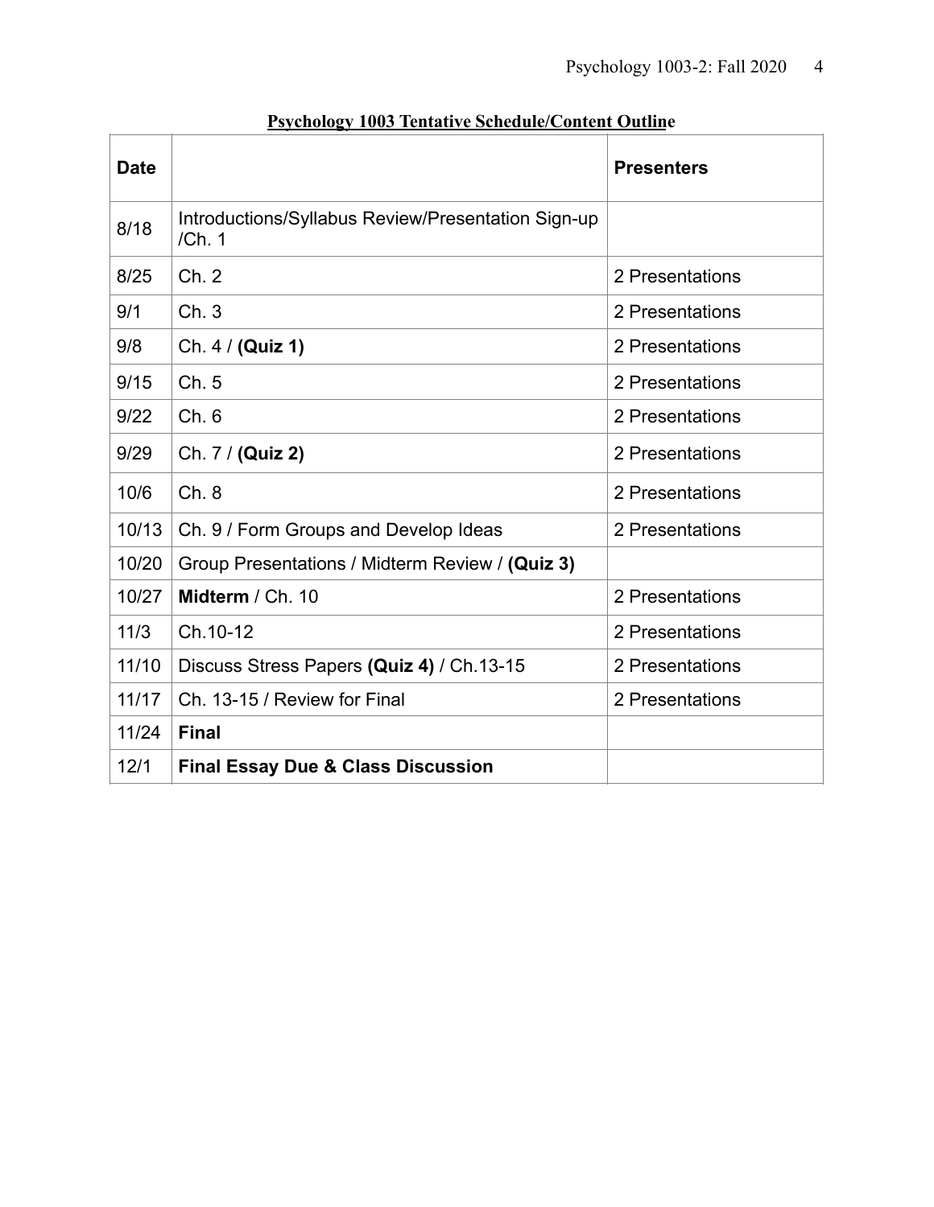**Psychology 1003 Tentative Schedule/Content Outline**

| Date | | Presenters |
|---|---|---|
| 8/18 | Introductions/Syllabus Review/Presentation Sign-up /Ch. 1 | |
| 8/25 | Ch. 2 | 2 Presentations |
| 9/1 | Ch. 3 | 2 Presentations |
| 9/8 | Ch. 4 / **(Quiz 1)** | 2 Presentations |
| 9/15 | Ch. 5 | 2 Presentations |
| 9/22 | Ch. 6 | 2 Presentations |
| 9/29 | Ch. 7 / **(Quiz 2)** | 2 Presentations |
| 10/6 | Ch. 8 | 2 Presentations |
| 10/13 | Ch. 9 / Form Groups and Develop Ideas | 2 Presentations |
| 10/20 | Group Presentations / Midterm Review / **(Quiz 3)** | |
| 10/27 | **Midterm** / Ch. 10 | 2 Presentations |
| 11/3 | Ch.10-12 | 2 Presentations |
| 11/10 | Discuss Stress Papers **(Quiz 4)** / Ch.13-15 | 2 Presentations |
| 11/17 | Ch. 13-15 / Review for Final | 2 Presentations |
| 11/24 | **Final** | |
| 12/1 | **Final Essay Due & Class Discussion** | |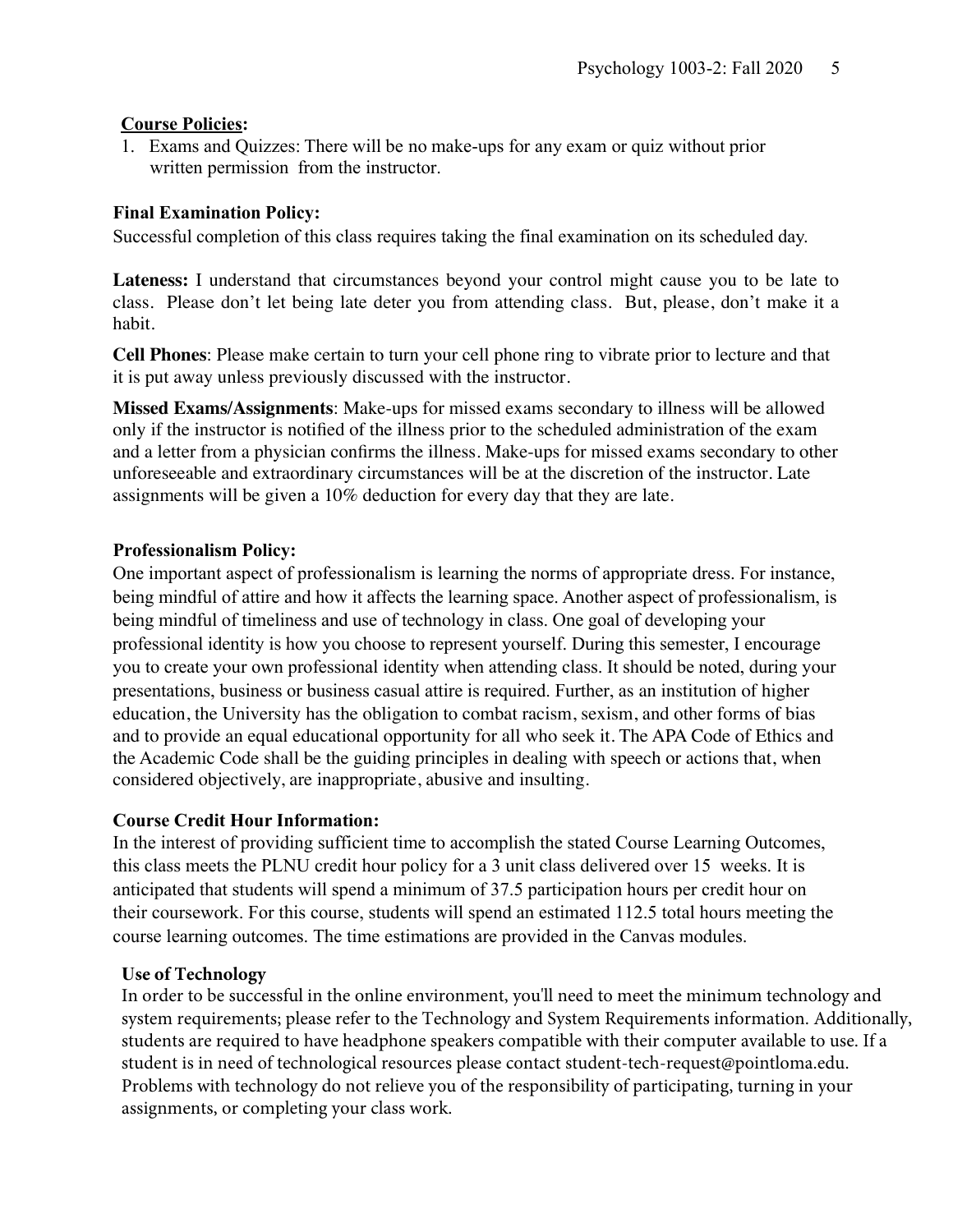**Course Policies:**

1. Exams and Quizzes: There will be no make-ups for any exam or quiz without prior written permission from the instructor.

**Final Examination Policy:**

Successful completion of this class requires taking the final examination on its scheduled day.

**Lateness:** I understand that circumstances beyond your control might cause you to be late to class. Please don't let being late deter you from attending class. But, please, don't make it a habit.

**Cell Phones**: Please make certain to turn your cell phone ring to vibrate prior to lecture and that it is put away unless previously discussed with the instructor.

**Missed Exams/Assignments**: Make-ups for missed exams secondary to illness will be allowed only if the instructor is notified of the illness prior to the scheduled administration of the exam and a letter from a physician confirms the illness. Make-ups for missed exams secondary to other unforeseeable and extraordinary circumstances will be at the discretion of the instructor. Late assignments will be given a 10% deduction for every day that they are late.

**Professionalism Policy:**

One important aspect of professionalism is learning the norms of appropriate dress. For instance, being mindful of attire and how it affects the learning space. Another aspect of professionalism, is being mindful of timeliness and use of technology in class. One goal of developing your professional identity is how you choose to represent yourself. During this semester, I encourage you to create your own professional identity when attending class. It should be noted, during your presentations, business or business casual attire is required. Further, as an institution of higher education, the University has the obligation to combat racism, sexism, and other forms of bias and to provide an equal educational opportunity for all who seek it. The APA Code of Ethics and the Academic Code shall be the guiding principles in dealing with speech or actions that, when considered objectively, are inappropriate, abusive and insulting.

**Course Credit Hour Information:**

In the interest of providing sufficient time to accomplish the stated Course Learning Outcomes, this class meets the PLNU credit hour policy for a 3 unit class delivered over 15 weeks. It is anticipated that students will spend a minimum of 37.5 participation hours per credit hour on their coursework. For this course, students will spend an estimated 112.5 total hours meeting the course learning outcomes. The time estimations are provided in the Canvas modules.

**Use of Technology**

In order to be successful in the online environment, you'll need to meet the minimum technology and system requirements; please refer to the Technology and System Requirements information. Additionally, students are required to have headphone speakers compatible with their computer available to use. If a student is in need of technological resources please contact student-tech-request@pointloma.edu. Problems with technology do not relieve you of the responsibility of participating, turning in your assignments, or completing your class work.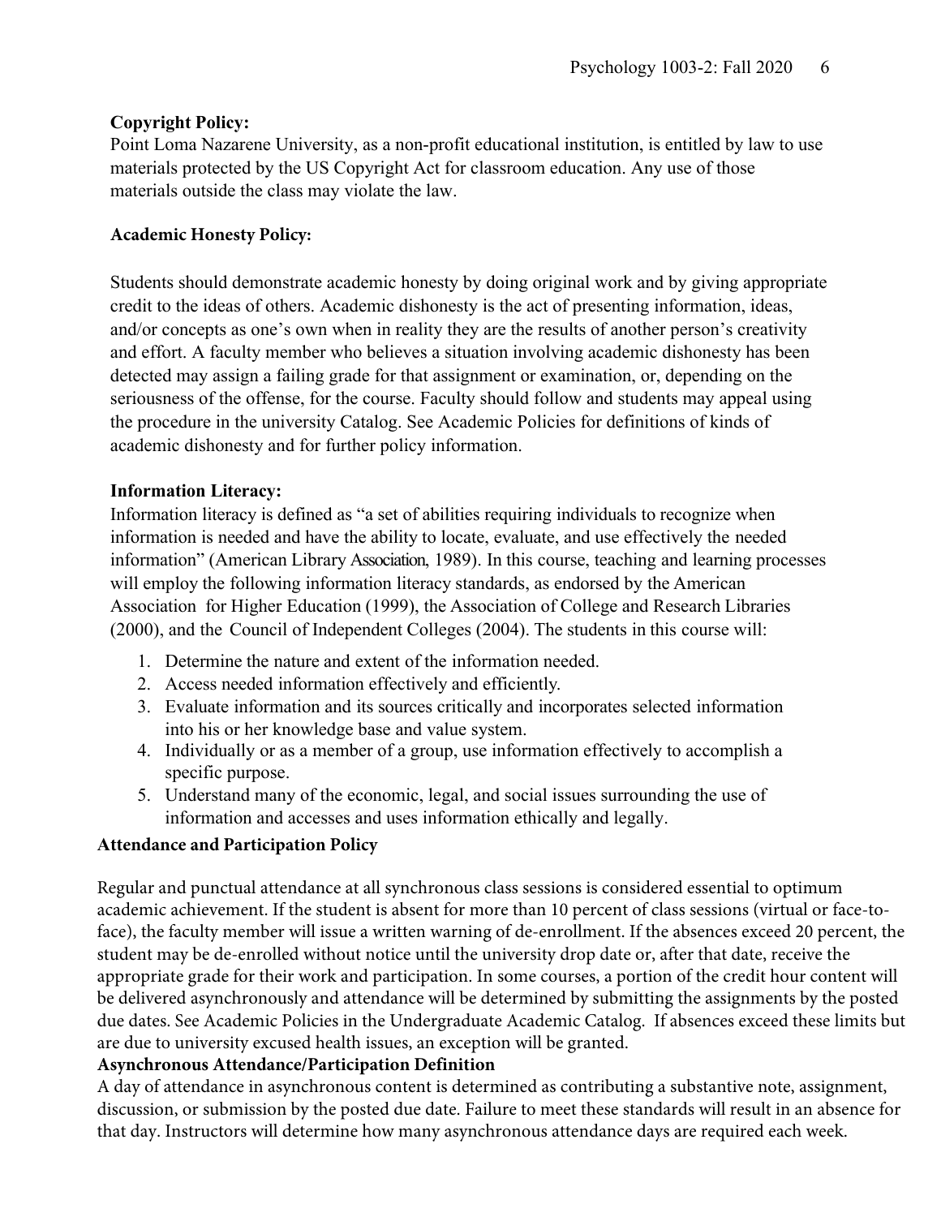**Copyright Policy:**

Point Loma Nazarene University, as a non-profit educational institution, is entitled by law to use materials protected by the US Copyright Act for classroom education. Any use of those materials outside the class may violate the law.

**Academic Honesty Policy:**

Students should demonstrate academic honesty by doing original work and by giving appropriate credit to the ideas of others. Academic dishonesty is the act of presenting information, ideas, and/or concepts as one's own when in reality they are the results of another person's creativity and effort. A faculty member who believes a situation involving academic dishonesty has been detected may assign a failing grade for that assignment or examination, or, depending on the seriousness of the offense, for the course. Faculty should follow and students may appeal using the procedure in the university Catalog. See Academic Policies for definitions of kinds of academic dishonesty and for further policy information.

**Information Literacy:**

Information literacy is defined as "a set of abilities requiring individuals to recognize when information is needed and have the ability to locate, evaluate, and use effectively the needed information" (American Library Association, 1989). In this course, teaching and learning processes will employ the following information literacy standards, as endorsed by the American Association for Higher Education (1999), the Association of College and Research Libraries (2000), and the Council of Independent Colleges (2004). The students in this course will:

1. Determine the nature and extent of the information needed.
2. Access needed information effectively and efficiently.
3. Evaluate information and its sources critically and incorporates selected information into his or her knowledge base and value system.
4. Individually or as a member of a group, use information effectively to accomplish a specific purpose.
5. Understand many of the economic, legal, and social issues surrounding the use of information and accesses and uses information ethically and legally.

**Attendance and Participation Policy**

Regular and punctual attendance at all synchronous class sessions is considered essential to optimum academic achievement. If the student is absent for more than 10 percent of class sessions (virtual or face-to-face), the faculty member will issue a written warning of de-enrollment. If the absences exceed 20 percent, the student may be de-enrolled without notice until the university drop date or, after that date, receive the appropriate grade for their work and participation. In some courses, a portion of the credit hour content will be delivered asynchronously and attendance will be determined by submitting the assignments by the posted due dates. See Academic Policies in the Undergraduate Academic Catalog. If absences exceed these limits but are due to university excused health issues, an exception will be granted.

**Asynchronous Attendance/Participation Definition**

A day of attendance in asynchronous content is determined as contributing a substantive note, assignment, discussion, or submission by the posted due date. Failure to meet these standards will result in an absence for that day. Instructors will determine how many asynchronous attendance days are required each week.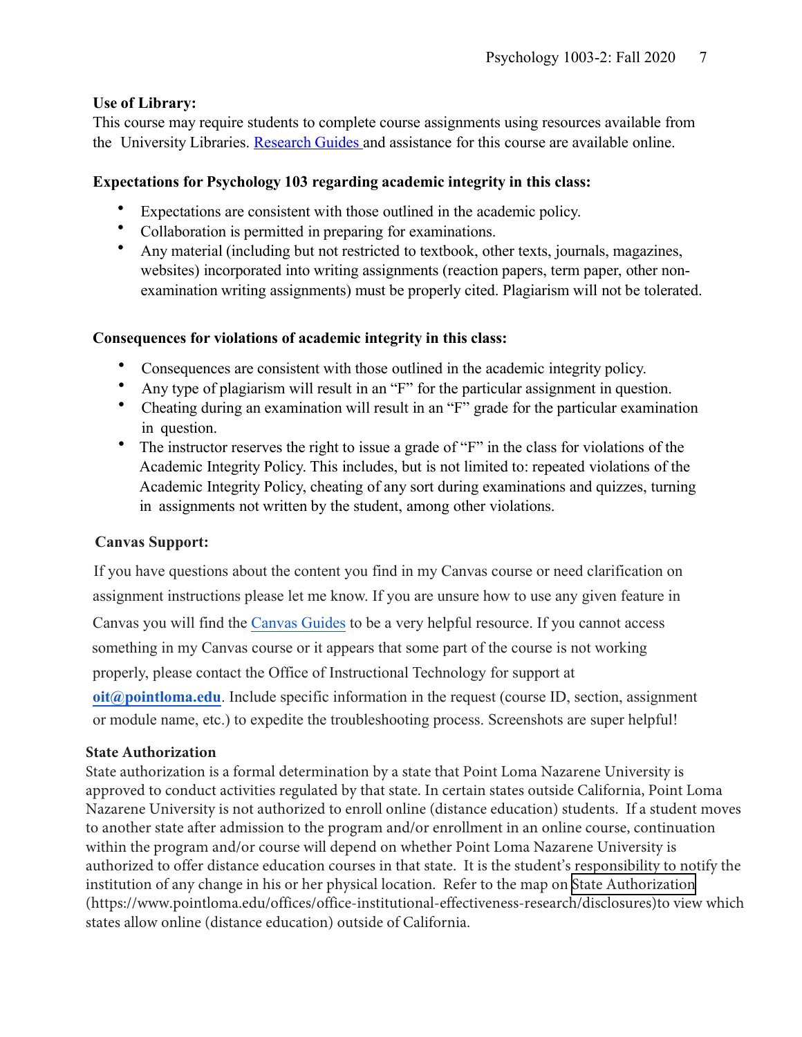**Use of Library:**

This course may require students to complete course assignments using resources available from the University Libraries. Research Guides and assistance for this course are available online.

**Expectations for Psychology 103 regarding academic integrity in this class:**

- Expectations are consistent with those outlined in the academic policy.
- Collaboration is permitted in preparing for examinations.
- Any material (including but not restricted to textbook, other texts, journals, magazines, websites) incorporated into writing assignments (reaction papers, term paper, other non-examination writing assignments) must be properly cited. Plagiarism will not be tolerated.

**Consequences for violations of academic integrity in this class:**

- Consequences are consistent with those outlined in the academic integrity policy.
- Any type of plagiarism will result in an "F" for the particular assignment in question.
- Cheating during an examination will result in an "F" grade for the particular examination in question.
- The instructor reserves the right to issue a grade of "F" in the class for violations of the Academic Integrity Policy. This includes, but is not limited to: repeated violations of the Academic Integrity Policy, cheating of any sort during examinations and quizzes, turning in assignments not written by the student, among other violations.

**Canvas Support:**

If you have questions about the content you find in my Canvas course or need clarification on assignment instructions please let me know. If you are unsure how to use any given feature in Canvas you will find the Canvas Guides to be a very helpful resource. If you cannot access something in my Canvas course or it appears that some part of the course is not working properly, please contact the Office of Instructional Technology for support at **oit@pointloma.edu**. Include specific information in the request (course ID, section, assignment or module name, etc.) to expedite the troubleshooting process. Screenshots are super helpful!

**State Authorization**

State authorization is a formal determination by a state that Point Loma Nazarene University is approved to conduct activities regulated by that state. In certain states outside California, Point Loma Nazarene University is not authorized to enroll online (distance education) students. If a student moves to another state after admission to the program and/or enrollment in an online course, continuation within the program and/or course will depend on whether Point Loma Nazarene University is authorized to offer distance education courses in that state. It is the student's responsibility to notify the institution of any change in his or her physical location. Refer to the map on State Authorization (https://www.pointloma.edu/offices/office-institutional-effectiveness-research/disclosures)to view which states allow online (distance education) outside of California.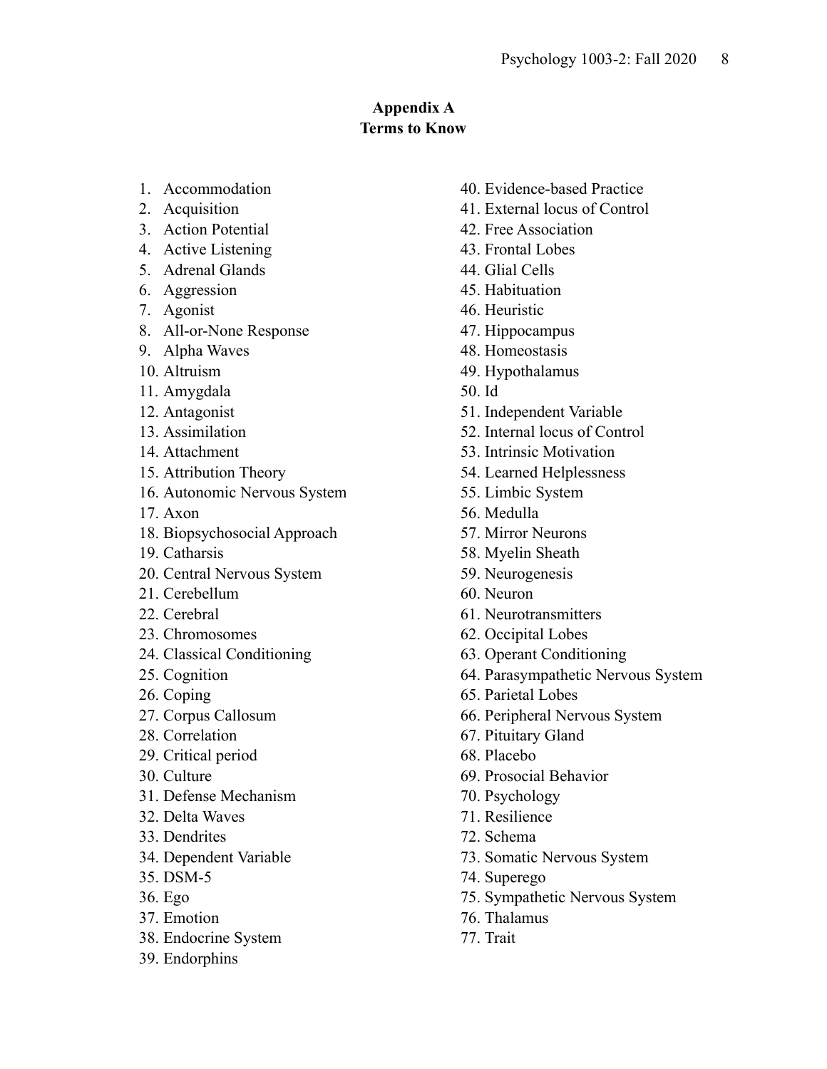## Appendix A
## Terms to Know

1. Accommodation
2. Acquisition
3. Action Potential
4. Active Listening
5. Adrenal Glands
6. Aggression
7. Agonist
8. All-or-None Response
9. Alpha Waves
10. Altruism
11. Amygdala
12. Antagonist
13. Assimilation
14. Attachment
15. Attribution Theory
16. Autonomic Nervous System
17. Axon
18. Biopsychosocial Approach
19. Catharsis
20. Central Nervous System
21. Cerebellum
22. Cerebral
23. Chromosomes
24. Classical Conditioning
25. Cognition
26. Coping
27. Corpus Callosum
28. Correlation
29. Critical period
30. Culture
31. Defense Mechanism
32. Delta Waves
33. Dendrites
34. Dependent Variable
35. DSM-5
36. Ego
37. Emotion
38. Endocrine System
39. Endorphins
40. Evidence-based Practice
41. External locus of Control
42. Free Association
43. Frontal Lobes
44. Glial Cells
45. Habituation
46. Heuristic
47. Hippocampus
48. Homeostasis
49. Hypothalamus
50. Id
51. Independent Variable
52. Internal locus of Control
53. Intrinsic Motivation
54. Learned Helplessness
55. Limbic System
56. Medulla
57. Mirror Neurons
58. Myelin Sheath
59. Neurogenesis
60. Neuron
61. Neurotransmitters
62. Occipital Lobes
63. Operant Conditioning
64. Parasympathetic Nervous System
65. Parietal Lobes
66. Peripheral Nervous System
67. Pituitary Gland
68. Placebo
69. Prosocial Behavior
70. Psychology
71. Resilience
72. Schema
73. Somatic Nervous System
74. Superego
75. Sympathetic Nervous System
76. Thalamus
77. Trait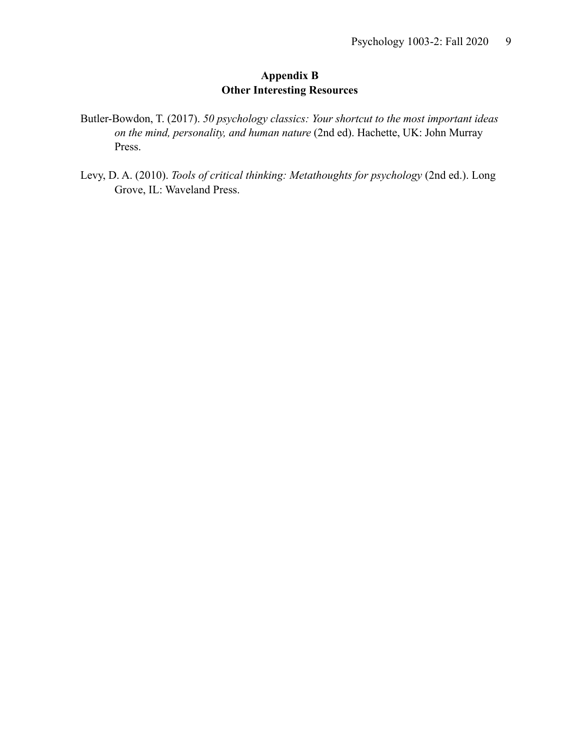## Appendix B
## Other Interesting Resources

Butler-Bowdon, T. (2017). *50 psychology classics: Your shortcut to the most important ideas on the mind, personality, and human nature* (2nd ed). Hachette, UK: John Murray Press.

Levy, D. A. (2010). *Tools of critical thinking: Metathoughts for psychology* (2nd ed.). Long Grove, IL: Waveland Press.